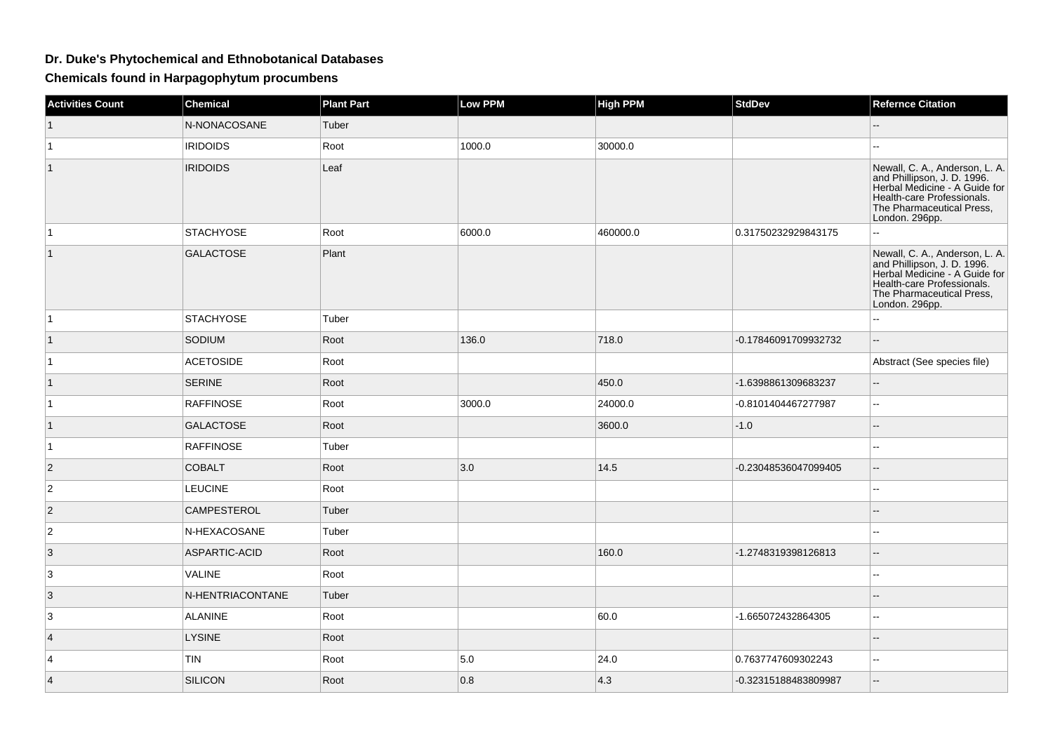# Dr. Duke's Phytochemical and Ethnobotanical Databases

## Chemicals found in Harpagophytum procumbens

| Activities Count | Chemical | Plant Part | Low PPM | High PPM | StdDev | Refernce Citation |
|---|---|---|---|---|---|---|
| 1 | N-NONACOSANE | Tuber | | | | -- |
| 1 | IRIDOIDS | Root | 1000.0 | 30000.0 | | -- |
| 1 | IRIDOIDS | Leaf | | | | Newall, C. A., Anderson, L. A. and Phillipson, J. D. 1996. Herbal Medicine - A Guide for Health-care Professionals. The Pharmaceutical Press, London. 296pp. |
| 1 | STACHYOSE | Root | 6000.0 | 460000.0 | 0.31750232929843175 | -- |
| 1 | GALACTOSE | Plant | | | | Newall, C. A., Anderson, L. A. and Phillipson, J. D. 1996. Herbal Medicine - A Guide for Health-care Professionals. The Pharmaceutical Press, London. 296pp. |
| 1 | STACHYOSE | Tuber | | | | -- |
| 1 | SODIUM | Root | 136.0 | 718.0 | -0.17846091709932732 | -- |
| 1 | ACETOSIDE | Root | | | | Abstract (See species file) |
| 1 | SERINE | Root | | 450.0 | -1.6398861309683237 | -- |
| 1 | RAFFINOSE | Root | 3000.0 | 24000.0 | -0.8101404467277987 | -- |
| 1 | GALACTOSE | Root | | 3600.0 | -1.0 | -- |
| 1 | RAFFINOSE | Tuber | | | | -- |
| 2 | COBALT | Root | 3.0 | 14.5 | -0.23048536047099405 | -- |
| 2 | LEUCINE | Root | | | | -- |
| 2 | CAMPESTEROL | Tuber | | | | -- |
| 2 | N-HEXACOSANE | Tuber | | | | -- |
| 3 | ASPARTIC-ACID | Root | | 160.0 | -1.2748319398126813 | -- |
| 3 | VALINE | Root | | | | -- |
| 3 | N-HENTRIACONTANE | Tuber | | | | -- |
| 3 | ALANINE | Root | | 60.0 | -1.665072432864305 | -- |
| 4 | LYSINE | Root | | | | -- |
| 4 | TIN | Root | 5.0 | 24.0 | 0.7637747609302243 | -- |
| 4 | SILICON | Root | 0.8 | 4.3 | -0.32315188483809987 | -- |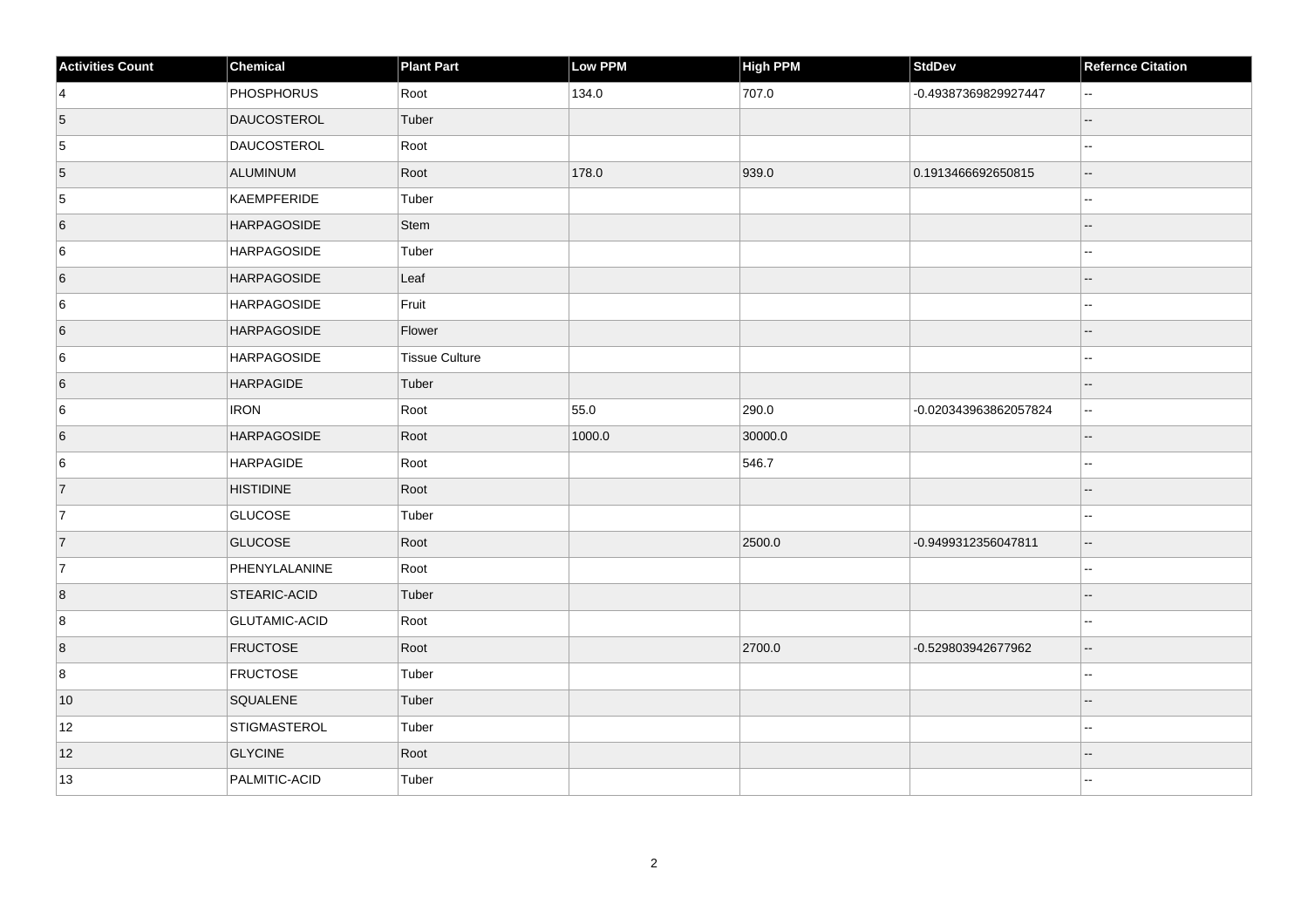| Activities Count | Chemical | Plant Part | Low PPM | High PPM | StdDev | Refernce Citation |
| --- | --- | --- | --- | --- | --- | --- |
| 4 | PHOSPHORUS | Root | 134.0 | 707.0 | -0.49387369829927447 | -- |
| 5 | DAUCOSTEROL | Tuber | | | | -- |
| 5 | DAUCOSTEROL | Root | | | | -- |
| 5 | ALUMINUM | Root | 178.0 | 939.0 | 0.1913466692650815 | -- |
| 5 | KAEMPFERIDE | Tuber | | | | -- |
| 6 | HARPAGOSIDE | Stem | | | | -- |
| 6 | HARPAGOSIDE | Tuber | | | | -- |
| 6 | HARPAGOSIDE | Leaf | | | | -- |
| 6 | HARPAGOSIDE | Fruit | | | | -- |
| 6 | HARPAGOSIDE | Flower | | | | -- |
| 6 | HARPAGOSIDE | Tissue Culture | | | | -- |
| 6 | HARPAGIDE | Tuber | | | | -- |
| 6 | IRON | Root | 55.0 | 290.0 | -0.020343963862057824 | -- |
| 6 | HARPAGOSIDE | Root | 1000.0 | 30000.0 | | -- |
| 6 | HARPAGIDE | Root | | 546.7 | | -- |
| 7 | HISTIDINE | Root | | | | -- |
| 7 | GLUCOSE | Tuber | | | | -- |
| 7 | GLUCOSE | Root | | 2500.0 | -0.9499312356047811 | -- |
| 7 | PHENYLALANINE | Root | | | | -- |
| 8 | STEARIC-ACID | Tuber | | | | -- |
| 8 | GLUTAMIC-ACID | Root | | | | -- |
| 8 | FRUCTOSE | Root | | 2700.0 | -0.529803942677962 | -- |
| 8 | FRUCTOSE | Tuber | | | | -- |
| 10 | SQUALENE | Tuber | | | | -- |
| 12 | STIGMASTEROL | Tuber | | | | -- |
| 12 | GLYCINE | Root | | | | -- |
| 13 | PALMITIC-ACID | Tuber | | | | -- |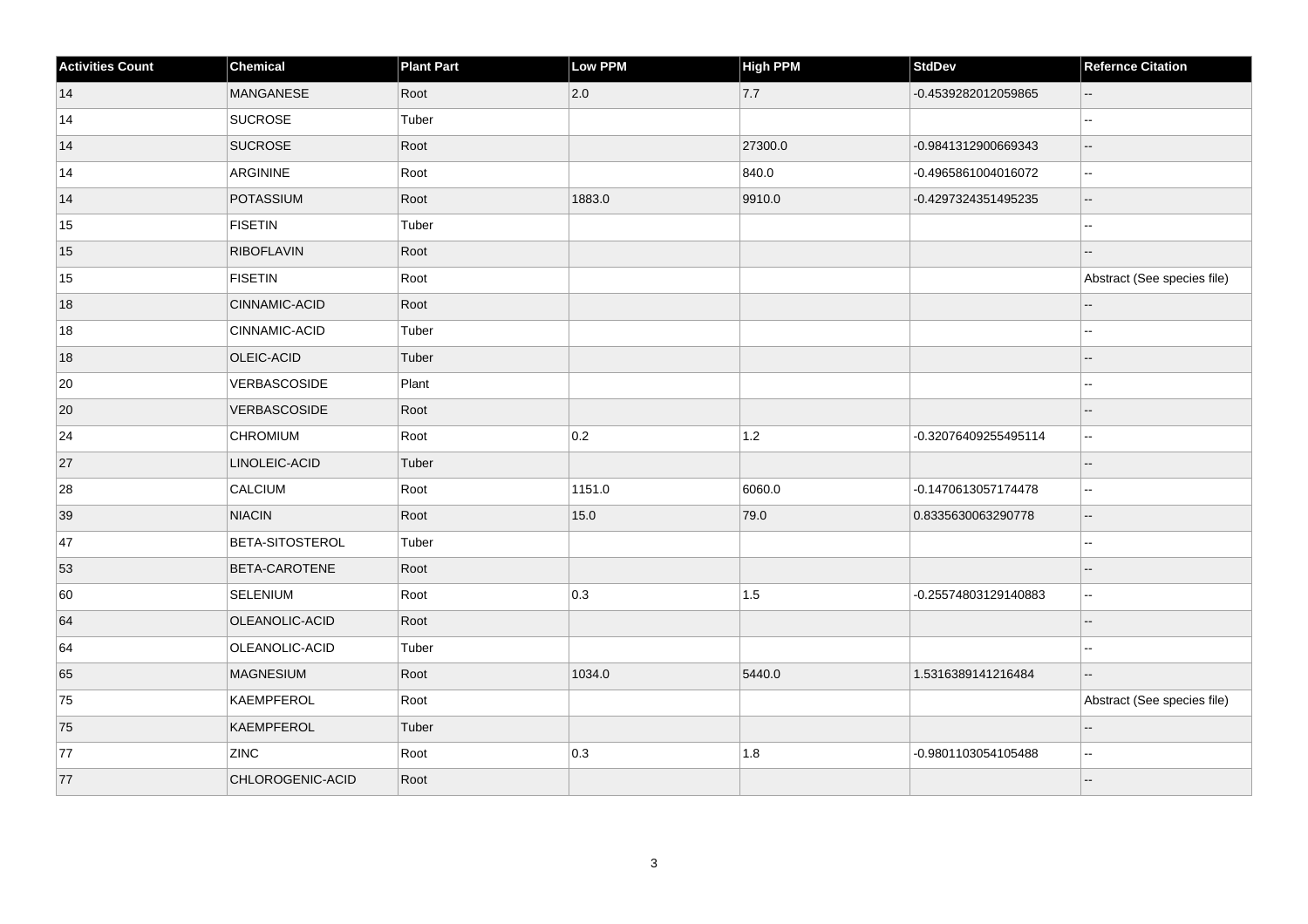| Activities Count | Chemical | Plant Part | Low PPM | High PPM | StdDev | Refernce Citation |
|---|---|---|---|---|---|---|
| 14 | MANGANESE | Root | 2.0 | 7.7 | -0.4539282012059865 | -- |
| 14 | SUCROSE | Tuber | | | | -- |
| 14 | SUCROSE | Root | | 27300.0 | -0.9841312900669343 | -- |
| 14 | ARGININE | Root | | 840.0 | -0.4965861004016072 | -- |
| 14 | POTASSIUM | Root | 1883.0 | 9910.0 | -0.4297324351495235 | -- |
| 15 | FISETIN | Tuber | | | | -- |
| 15 | RIBOFLAVIN | Root | | | | -- |
| 15 | FISETIN | Root | | | | Abstract (See species file) |
| 18 | CINNAMIC-ACID | Root | | | | -- |
| 18 | CINNAMIC-ACID | Tuber | | | | -- |
| 18 | OLEIC-ACID | Tuber | | | | -- |
| 20 | VERBASCOSIDE | Plant | | | | -- |
| 20 | VERBASCOSIDE | Root | | | | -- |
| 24 | CHROMIUM | Root | 0.2 | 1.2 | -0.32076409255495114 | -- |
| 27 | LINOLEIC-ACID | Tuber | | | | -- |
| 28 | CALCIUM | Root | 1151.0 | 6060.0 | -0.1470613057174478 | -- |
| 39 | NIACIN | Root | 15.0 | 79.0 | 0.8335630063290778 | -- |
| 47 | BETA-SITOSTEROL | Tuber | | | | -- |
| 53 | BETA-CAROTENE | Root | | | | -- |
| 60 | SELENIUM | Root | 0.3 | 1.5 | -0.25574803129140883 | -- |
| 64 | OLEANOLIC-ACID | Root | | | | -- |
| 64 | OLEANOLIC-ACID | Tuber | | | | -- |
| 65 | MAGNESIUM | Root | 1034.0 | 5440.0 | 1.5316389141216484 | -- |
| 75 | KAEMPFEROL | Root | | | | Abstract (See species file) |
| 75 | KAEMPFEROL | Tuber | | | | -- |
| 77 | ZINC | Root | 0.3 | 1.8 | -0.9801103054105488 | -- |
| 77 | CHLOROGENIC-ACID | Root | | | | -- |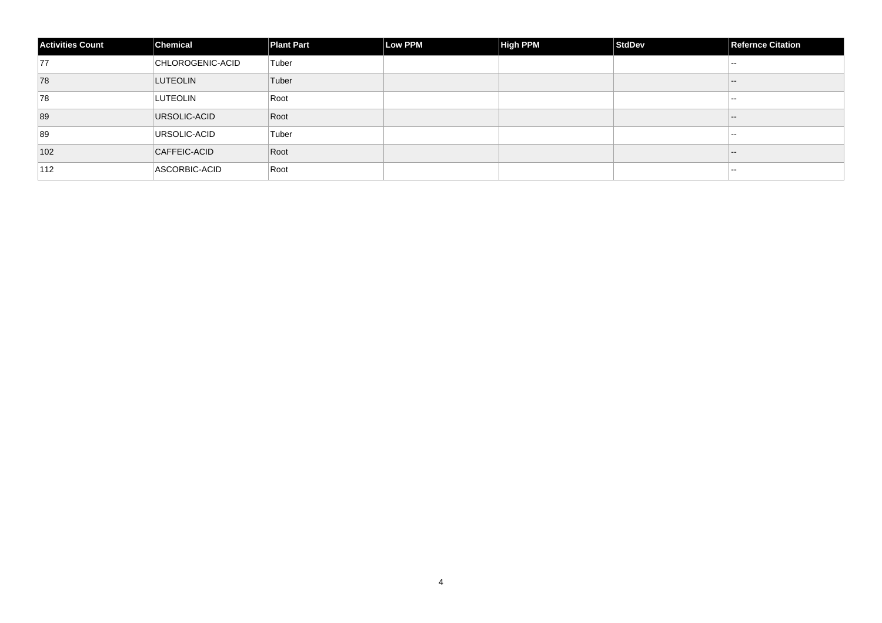| Activities Count | Chemical | Plant Part | Low PPM | High PPM | StdDev | Refernce Citation |
| --- | --- | --- | --- | --- | --- | --- |
| 77 | CHLOROGENIC-ACID | Tuber | | | | -- |
| 78 | LUTEOLIN | Tuber | | | | -- |
| 78 | LUTEOLIN | Root | | | | -- |
| 89 | URSOLIC-ACID | Root | | | | -- |
| 89 | URSOLIC-ACID | Tuber | | | | -- |
| 102 | CAFFEIC-ACID | Root | | | | -- |
| 112 | ASCORBIC-ACID | Root | | | | -- |